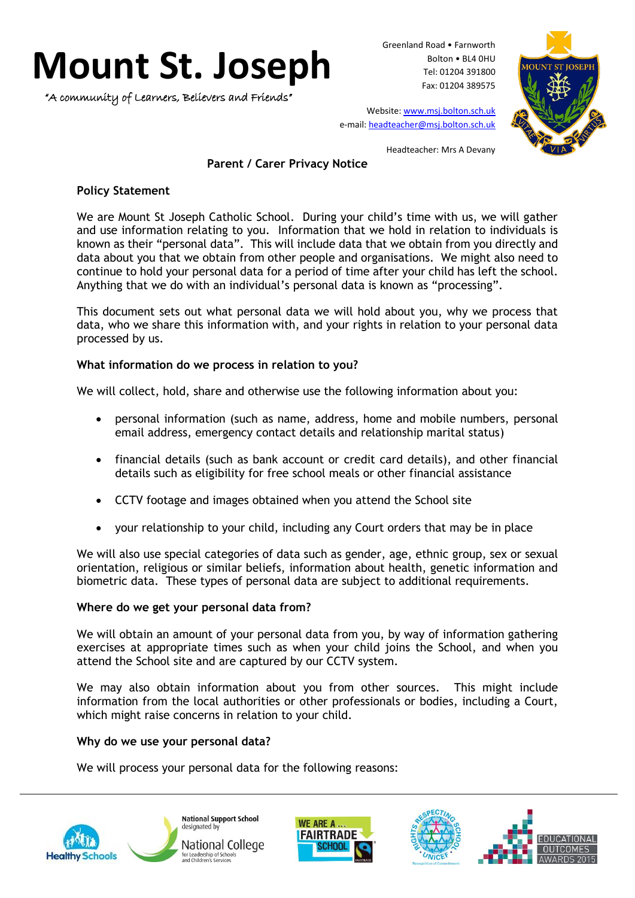# Mount St. Joseph

"A community of Learners, Believers and Friends"

Greenland Road • Farnworth
Bolton • BL4 0HU
Tel: 01204 391800
Fax: 01204 389575

Website: www.msj.bolton.sch.uk
e-mail: headteacher@msj.bolton.sch.uk

Headteacher: Mrs A Devany

## Parent / Carer Privacy Notice

### Policy Statement

We are Mount St Joseph Catholic School. During your child's time with us, we will gather and use information relating to you. Information that we hold in relation to individuals is known as their "personal data". This will include data that we obtain from you directly and data about you that we obtain from other people and organisations. We might also need to continue to hold your personal data for a period of time after your child has left the school. Anything that we do with an individual's personal data is known as "processing".

This document sets out what personal data we will hold about you, why we process that data, who we share this information with, and your rights in relation to your personal data processed by us.

### What information do we process in relation to you?

We will collect, hold, share and otherwise use the following information about you:

- personal information (such as name, address, home and mobile numbers, personal email address, emergency contact details and relationship marital status)
- financial details (such as bank account or credit card details), and other financial details such as eligibility for free school meals or other financial assistance
- CCTV footage and images obtained when you attend the School site
- your relationship to your child, including any Court orders that may be in place

We will also use special categories of data such as gender, age, ethnic group, sex or sexual orientation, religious or similar beliefs, information about health, genetic information and biometric data. These types of personal data are subject to additional requirements.

### Where do we get your personal data from?

We will obtain an amount of your personal data from you, by way of information gathering exercises at appropriate times such as when your child joins the School, and when you attend the School site and are captured by our CCTV system.

We may also obtain information about you from other sources. This might include information from the local authorities or other professionals or bodies, including a Court, which might raise concerns in relation to your child.

### Why do we use your personal data?

We will process your personal data for the following reasons: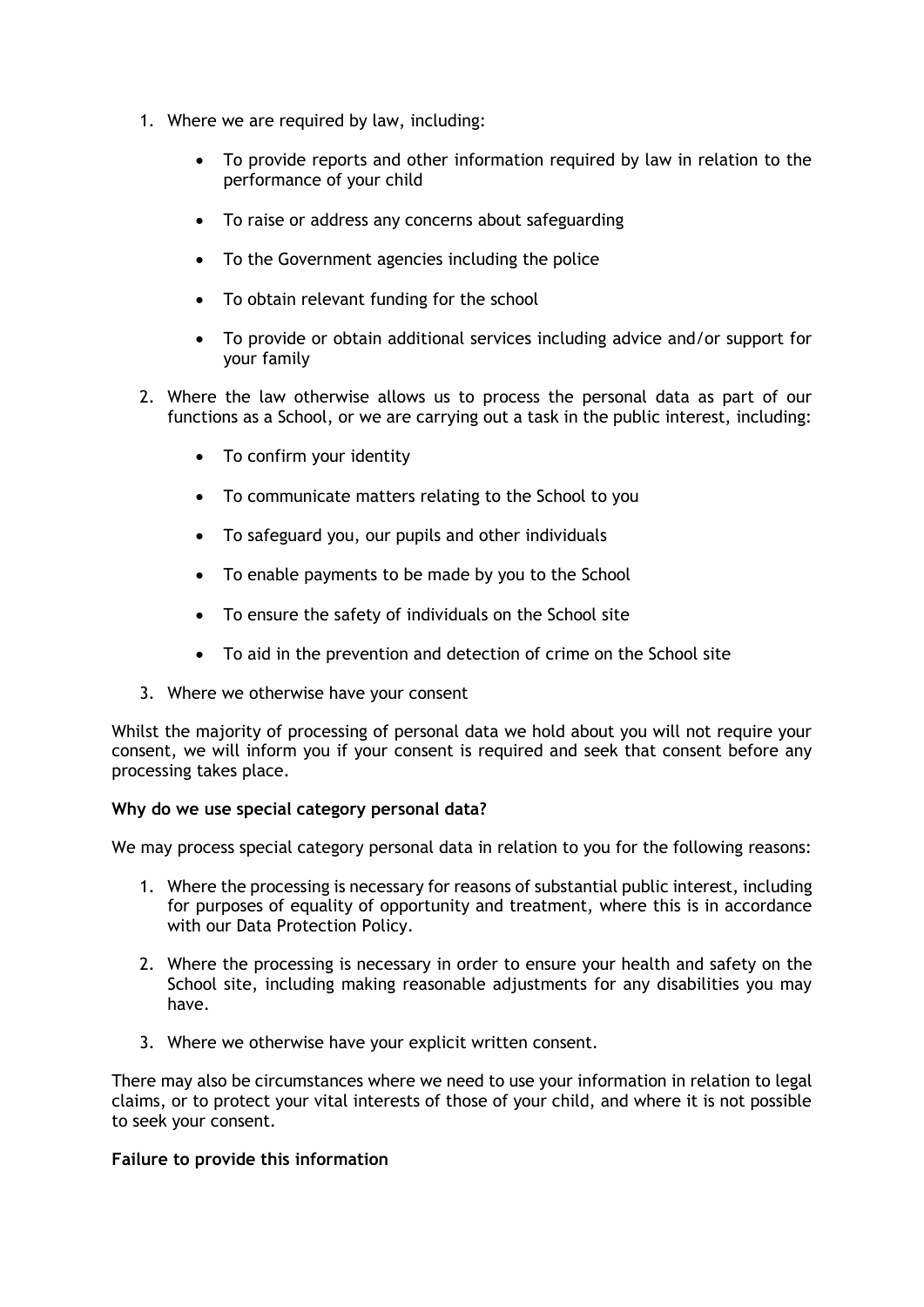1. Where we are required by law, including:

    - To provide reports and other information required by law in relation to the performance of your child
    - To raise or address any concerns about safeguarding
    - To the Government agencies including the police
    - To obtain relevant funding for the school
    - To provide or obtain additional services including advice and/or support for your family

2. Where the law otherwise allows us to process the personal data as part of our functions as a School, or we are carrying out a task in the public interest, including:

    - To confirm your identity
    - To communicate matters relating to the School to you
    - To safeguard you, our pupils and other individuals
    - To enable payments to be made by you to the School
    - To ensure the safety of individuals on the School site
    - To aid in the prevention and detection of crime on the School site

3. Where we otherwise have your consent

Whilst the majority of processing of personal data we hold about you will not require your consent, we will inform you if your consent is required and seek that consent before any processing takes place.

**Why do we use special category personal data?**

We may process special category personal data in relation to you for the following reasons:

1. Where the processing is necessary for reasons of substantial public interest, including for purposes of equality of opportunity and treatment, where this is in accordance with our Data Protection Policy.
2. Where the processing is necessary in order to ensure your health and safety on the School site, including making reasonable adjustments for any disabilities you may have.
3. Where we otherwise have your explicit written consent.

There may also be circumstances where we need to use your information in relation to legal claims, or to protect your vital interests of those of your child, and where it is not possible to seek your consent.

**Failure to provide this information**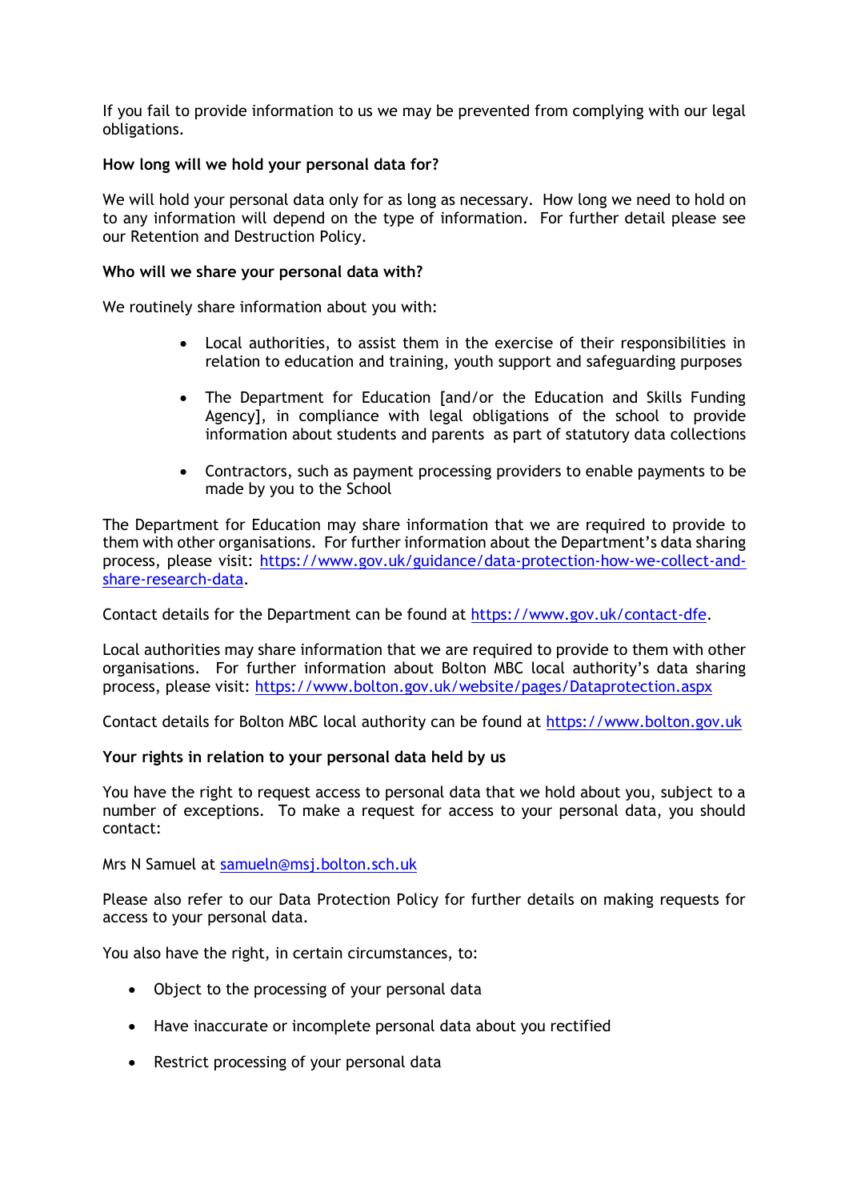If you fail to provide information to us we may be prevented from complying with our legal obligations.

**How long will we hold your personal data for?**

We will hold your personal data only for as long as necessary. How long we need to hold on to any information will depend on the type of information. For further detail please see our Retention and Destruction Policy.

**Who will we share your personal data with?**

We routinely share information about you with:

- Local authorities, to assist them in the exercise of their responsibilities in relation to education and training, youth support and safeguarding purposes
- The Department for Education [and/or the Education and Skills Funding Agency], in compliance with legal obligations of the school to provide information about students and parents as part of statutory data collections
- Contractors, such as payment processing providers to enable payments to be made by you to the School

The Department for Education may share information that we are required to provide to them with other organisations. For further information about the Department's data sharing process, please visit: [https://www.gov.uk/guidance/data-protection-how-we-collect-and-share-research-data](https://www.gov.uk/guidance/data-protection-how-we-collect-and-share-research-data).

Contact details for the Department can be found at [https://www.gov.uk/contact-dfe](https://www.gov.uk/contact-dfe).

Local authorities may share information that we are required to provide to them with other organisations. For further information about Bolton MBC local authority's data sharing process, please visit: [https://www.bolton.gov.uk/website/pages/Dataprotection.aspx](https://www.bolton.gov.uk/website/pages/Dataprotection.aspx)

Contact details for Bolton MBC local authority can be found at [https://www.bolton.gov.uk](https://www.bolton.gov.uk)

**Your rights in relation to your personal data held by us**

You have the right to request access to personal data that we hold about you, subject to a number of exceptions. To make a request for access to your personal data, you should contact:

Mrs N Samuel at [samueln@msj.bolton.sch.uk](mailto:samueln@msj.bolton.sch.uk)

Please also refer to our Data Protection Policy for further details on making requests for access to your personal data.

You also have the right, in certain circumstances, to:

- Object to the processing of your personal data
- Have inaccurate or incomplete personal data about you rectified
- Restrict processing of your personal data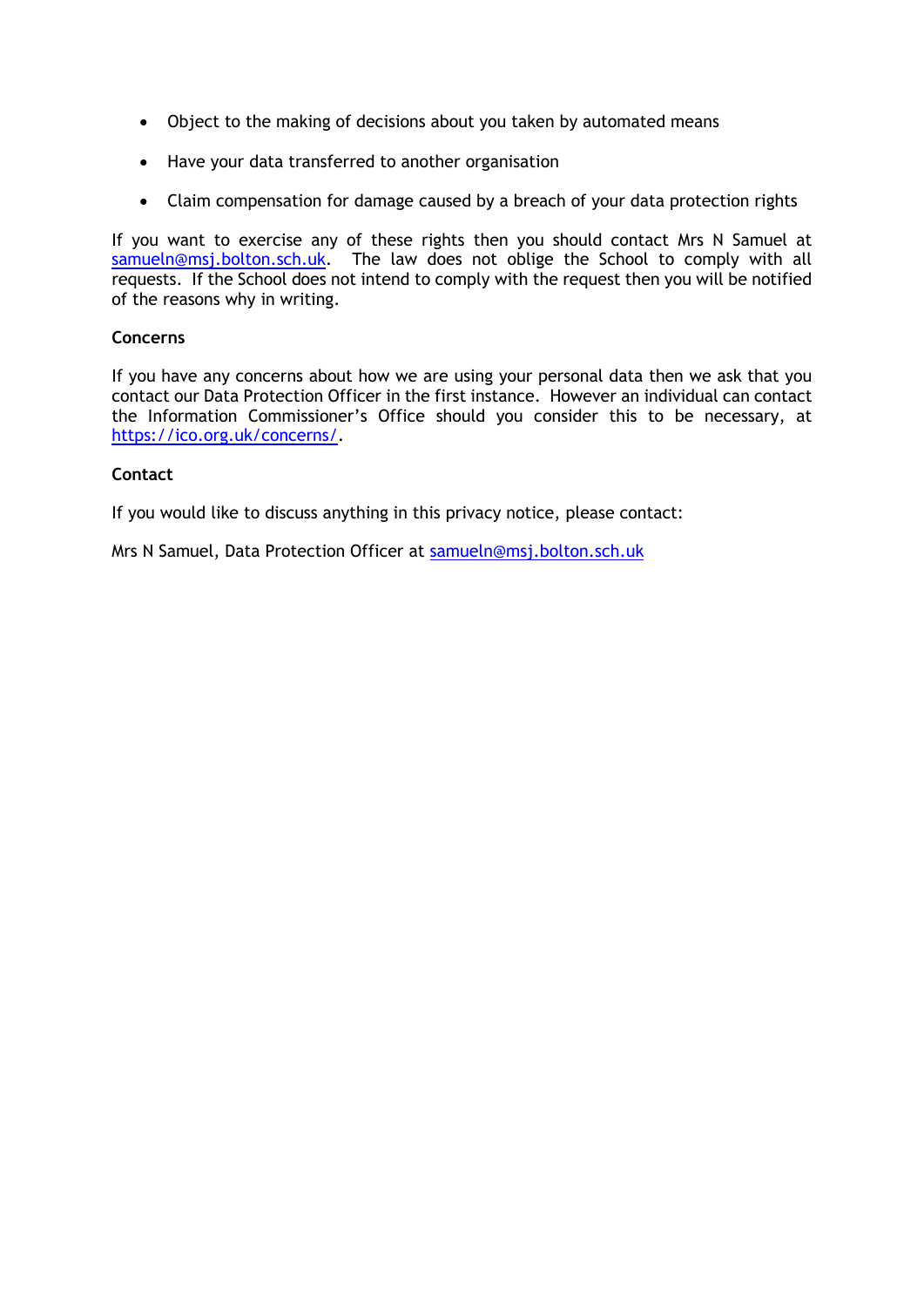- Object to the making of decisions about you taken by automated means
- Have your data transferred to another organisation
- Claim compensation for damage caused by a breach of your data protection rights

If you want to exercise any of these rights then you should contact Mrs N Samuel at samueln@msj.bolton.sch.uk. The law does not oblige the School to comply with all requests. If the School does not intend to comply with the request then you will be notified of the reasons why in writing.

**Concerns**

If you have any concerns about how we are using your personal data then we ask that you contact our Data Protection Officer in the first instance. However an individual can contact the Information Commissioner's Office should you consider this to be necessary, at https://ico.org.uk/concerns/.

**Contact**

If you would like to discuss anything in this privacy notice, please contact:

Mrs N Samuel, Data Protection Officer at samueln@msj.bolton.sch.uk